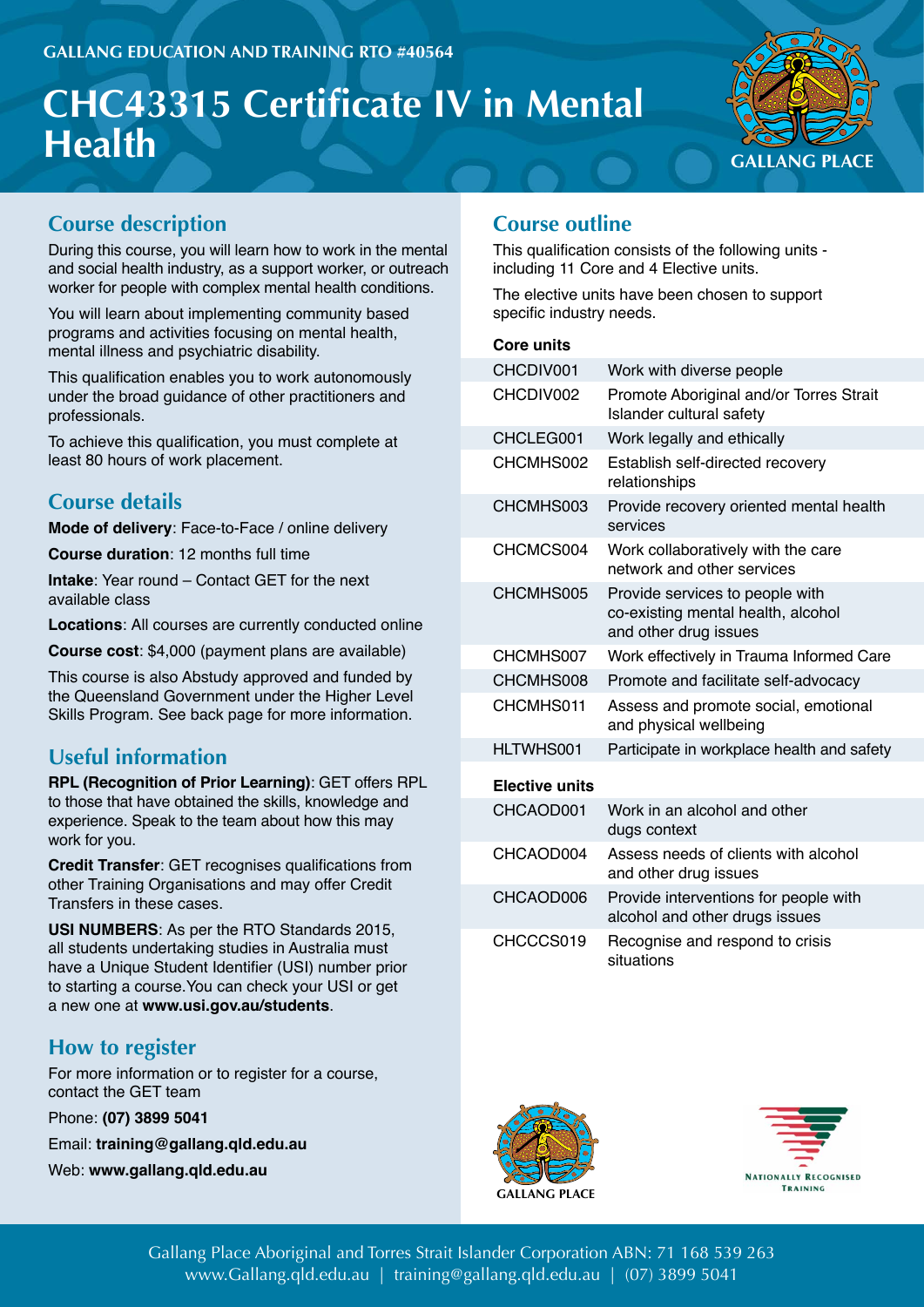GALLANG EDUCATION AND TRAINING RTO #40564

# CHC43315 Certificate IV in Mental Health

GALLANG PLACE

## Course description

During this course, you will learn how to work in the mental and social health industry, as a support worker, or outreach worker for people with complex mental health conditions.

You will learn about implementing community based programs and activities focusing on mental health, mental illness and psychiatric disability.

This qualification enables you to work autonomously under the broad guidance of other practitioners and professionals.

To achieve this qualification, you must complete at least 80 hours of work placement.

## Course details

**Mode of delivery**: Face-to-Face / online delivery

**Course duration**: 12 months full time

**Intake**: Year round – Contact GET for the next available class

**Locations**: All courses are currently conducted online

**Course cost**: $4,000 (payment plans are available)

This course is also Abstudy approved and funded by the Queensland Government under the Higher Level Skills Program. See back page for more information.

## Useful information

**RPL (Recognition of Prior Learning)**: GET offers RPL to those that have obtained the skills, knowledge and experience. Speak to the team about how this may work for you.

**Credit Transfer**: GET recognises qualifications from other Training Organisations and may offer Credit Transfers in these cases.

**USI NUMBERS**: As per the RTO Standards 2015, all students undertaking studies in Australia must have a Unique Student Identifier (USI) number prior to starting a course.You can check your USI or get a new one at **www.usi.gov.au/students**.

## How to register

For more information or to register for a course, contact the GET team

Phone: **(07) 3899 5041**

Email: **training@gallang.qld.edu.au**

Web: **www.gallang.qld.edu.au**

## Course outline

This qualification consists of the following units - including 11 Core and 4 Elective units.

The elective units have been chosen to support specific industry needs.

**Core units**

| | |
|---|---|
| CHCDIV001 | Work with diverse people |
| CHCDIV002 | Promote Aboriginal and/or Torres Strait Islander cultural safety |
| CHCLEG001 | Work legally and ethically |
| CHCMHS002 | Establish self-directed recovery relationships |
| CHCMHS003 | Provide recovery oriented mental health services |
| CHCMCS004 | Work collaboratively with the care network and other services |
| CHCMHS005 | Provide services to people with co-existing mental health, alcohol and other drug issues |
| CHCMHS007 | Work effectively in Trauma Informed Care |
| CHCMHS008 | Promote and facilitate self-advocacy |
| CHCMHS011 | Assess and promote social, emotional and physical wellbeing |
| HLTWHS001 | Participate in workplace health and safety |

**Elective units**

| | |
|---|---|
| CHCAOD001 | Work in an alcohol and other dugs context |
| CHCAOD004 | Assess needs of clients with alcohol and other drug issues |
| CHCAOD006 | Provide interventions for people with alcohol and other drugs issues |
| CHCCCS019 | Recognise and respond to crisis situations |

GALLANG PLACE

NATIONALLY RECOGNISED TRAINING

Gallang Place Aboriginal and Torres Strait Islander Corporation ABN: 71 168 539 263
www.Gallang.qld.edu.au | training@gallang.qld.edu.au | (07) 3899 5041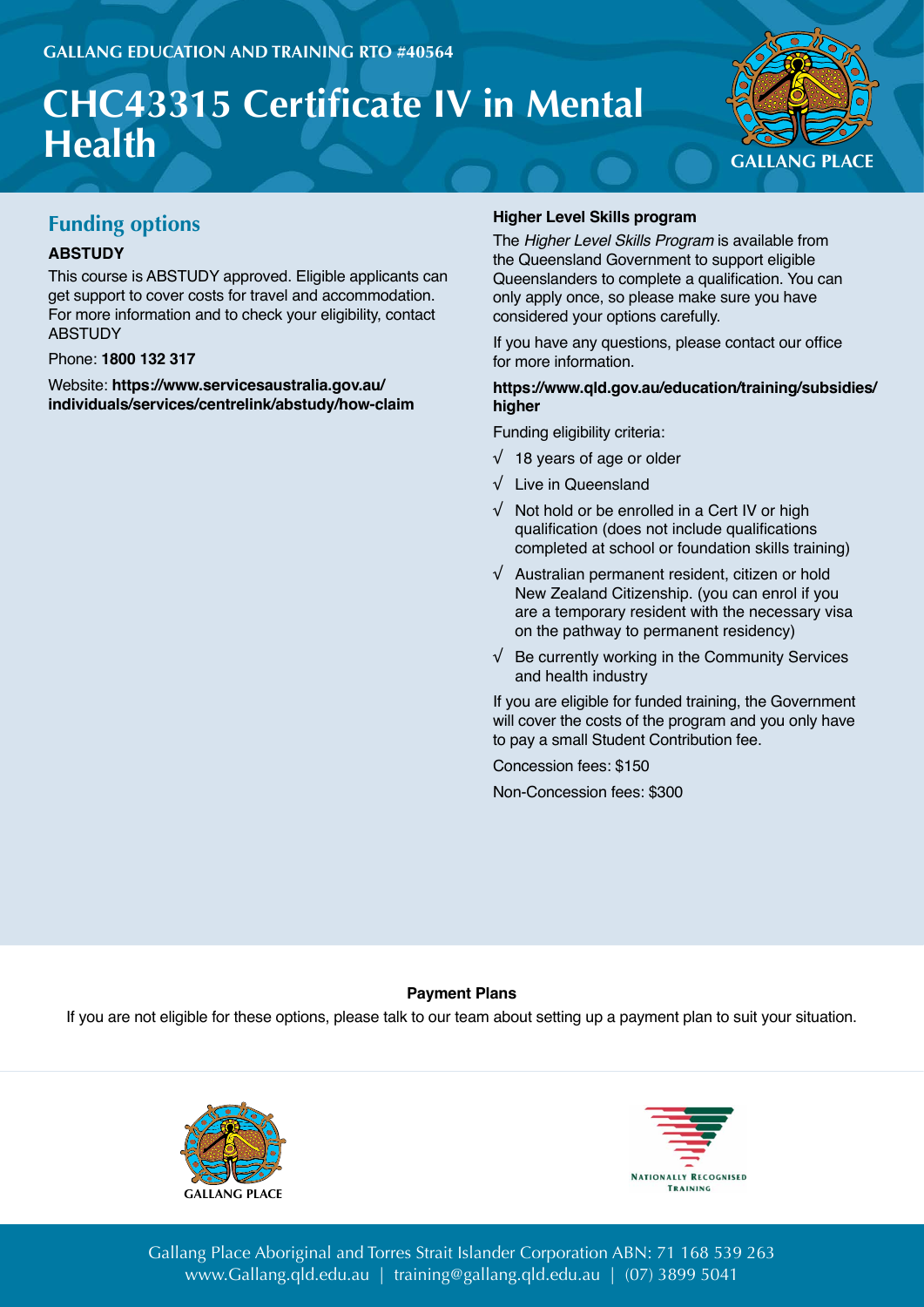GALLANG EDUCATION AND TRAINING RTO #40564

# CHC43315 Certificate IV in Mental Health

GALLANG PLACE

## Funding options

**ABSTUDY**

This course is ABSTUDY approved. Eligible applicants can get support to cover costs for travel and accommodation. For more information and to check your eligibility, contact ABSTUDY

Phone: **1800 132 317**

Website: **https://www.servicesaustralia.gov.au/individuals/services/centrelink/abstudy/how-claim**

**Higher Level Skills program**

The *Higher Level Skills Program* is available from the Queensland Government to support eligible Queenslanders to complete a qualification. You can only apply once, so please make sure you have considered your options carefully.

If you have any questions, please contact our office for more information.

**https://www.qld.gov.au/education/training/subsidies/higher**

Funding eligibility criteria:

- √ 18 years of age or older
- √ Live in Queensland
- √ Not hold or be enrolled in a Cert IV or high qualification (does not include qualifications completed at school or foundation skills training)
- √ Australian permanent resident, citizen or hold New Zealand Citizenship. (you can enrol if you are a temporary resident with the necessary visa on the pathway to permanent residency)
- √ Be currently working in the Community Services and health industry

If you are eligible for funded training, the Government will cover the costs of the program and you only have to pay a small Student Contribution fee.

Concession fees: $150

Non-Concession fees: $300

**Payment Plans**

If you are not eligible for these options, please talk to our team about setting up a payment plan to suit your situation.

GALLANG PLACE

NATIONALLY RECOGNISED TRAINING

Gallang Place Aboriginal and Torres Strait Islander Corporation ABN: 71 168 539 263
www.Gallang.qld.edu.au | training@gallang.qld.edu.au | (07) 3899 5041